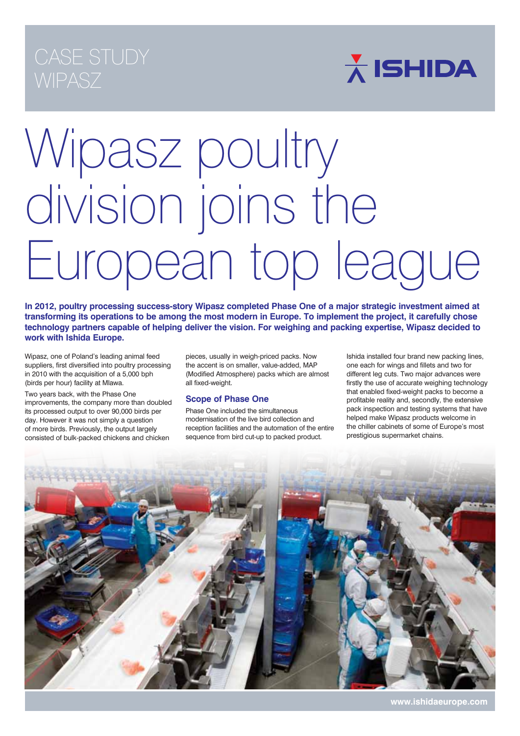CASE STUDY
WIPASZ

ISHIDA

# Wipasz poultry division joins the European top league

**In 2012, poultry processing success-story Wipasz completed Phase One of a major strategic investment aimed at transforming its operations to be among the most modern in Europe. To implement the project, it carefully chose technology partners capable of helping deliver the vision. For weighing and packing expertise, Wipasz decided to work with Ishida Europe.**

Wipasz, one of Poland's leading animal feed suppliers, first diversified into poultry processing in 2010 with the acquisition of a 5,000 bph (birds per hour) facility at Mlawa.

Two years back, with the Phase One improvements, the company more than doubled its processed output to over 90,000 birds per day. However it was not simply a question of more birds. Previously, the output largely consisted of bulk-packed chickens and chicken pieces, usually in weigh-priced packs. Now the accent is on smaller, value-added, MAP (Modified Atmosphere) packs which are almost all fixed-weight.

## Scope of Phase One

Phase One included the simultaneous modernisation of the live bird collection and reception facilities and the automation of the entire sequence from bird cut-up to packed product.

Ishida installed four brand new packing lines, one each for wings and fillets and two for different leg cuts. Two major advances were firstly the use of accurate weighing technology that enabled fixed-weight packs to become a profitable reality and, secondly, the extensive pack inspection and testing systems that have helped make Wipasz products welcome in the chiller cabinets of some of Europe's most prestigious supermarket chains.

www.ishidaeurope.com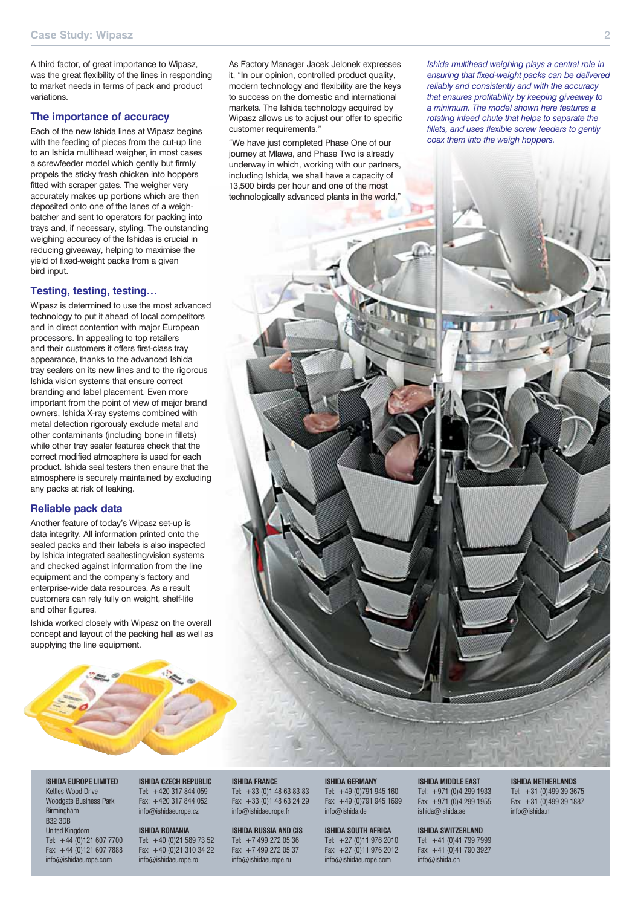A third factor, of great importance to Wipasz, was the great flexibility of the lines in responding to market needs in terms of pack and product variations.

## The importance of accuracy

Each of the new Ishida lines at Wipasz begins with the feeding of pieces from the cut-up line to an Ishida multihead weigher, in most cases a screwfeeder model which gently but firmly propels the sticky fresh chicken into hoppers fitted with scraper gates. The weigher very accurately makes up portions which are then deposited onto one of the lanes of a weigh-batcher and sent to operators for packing into trays and, if necessary, styling. The outstanding weighing accuracy of the Ishidas is crucial in reducing giveaway, helping to maximise the yield of fixed-weight packs from a given bird input.

## Testing, testing, testing…

Wipasz is determined to use the most advanced technology to put it ahead of local competitors and in direct contention with major European processors. In appealing to top retailers and their customers it offers first-class tray appearance, thanks to the advanced Ishida tray sealers on its new lines and to the rigorous Ishida vision systems that ensure correct branding and label placement. Even more important from the point of view of major brand owners, Ishida X-ray systems combined with metal detection rigorously exclude metal and other contaminants (including bone in fillets) while other tray sealer features check that the correct modified atmosphere is used for each product. Ishida seal testers then ensure that the atmosphere is securely maintained by excluding any packs at risk of leaking.

## Reliable pack data

Another feature of today's Wipasz set-up is data integrity. All information printed onto the sealed packs and their labels is also inspected by Ishida integrated sealtesting/vision systems and checked against information from the line equipment and the company's factory and enterprise-wide data resources. As a result customers can rely fully on weight, shelf-life and other figures.

Ishida worked closely with Wipasz on the overall concept and layout of the packing hall as well as supplying the line equipment.

As Factory Manager Jacek Jelonek expresses it, "In our opinion, controlled product quality, modern technology and flexibility are the keys to success on the domestic and international markets. The Ishida technology acquired by Wipasz allows us to adjust our offer to specific customer requirements."

"We have just completed Phase One of our journey at Mlawa, and Phase Two is already underway in which, working with our partners, including Ishida, we shall have a capacity of 13,500 birds per hour and one of the most technologically advanced plants in the world."

*Ishida multihead weighing plays a central role in ensuring that fixed-weight packs can be delivered reliably and consistently and with the accuracy that ensures profitability by keeping giveaway to a minimum. The model shown here features a rotating infeed chute that helps to separate the fillets, and uses flexible screw feeders to gently coax them into the weigh hoppers.*

**ISHIDA EUROPE LIMITED**
Kettles Wood Drive
Woodgate Business Park
Birmingham
B32 3DB
United Kingdom
Tel: +44 (0)121 607 7700
Fax: +44 (0)121 607 7888
info@ishidaeurope.com

**ISHIDA CZECH REPUBLIC**
Tel: +420 317 844 059
Fax: +420 317 844 052
info@ishidaeurope.cz

**ISHIDA ROMANIA**
Tel: +40 (0)21 589 73 52
Fax: +40 (0)21 310 34 22
info@ishidaeurope.ro

**ISHIDA FRANCE**
Tel: +33 (0)1 48 63 83 83
Fax: +33 (0)1 48 63 24 29
info@ishidaeurope.fr

**ISHIDA RUSSIA AND CIS**
Tel: +7 499 272 05 36
Fax: +7 499 272 05 37
info@ishidaeurope.ru

**ISHIDA GERMANY**
Tel: +49 (0)791 945 160
Fax: +49 (0)791 945 1699
info@ishida.de

**ISHIDA SOUTH AFRICA**
Tel: +27 (0)11 976 2010
Fax: +27 (0)11 976 2012
info@ishidaeurope.com

**ISHIDA MIDDLE EAST**
Tel: +971 (0)4 299 1933
Fax: +971 (0)4 299 1955
ishida@ishida.ae

**ISHIDA SWITZERLAND**
Tel: +41 (0)41 799 7999
Fax: +41 (0)41 790 3927
info@ishida.ch

**ISHIDA NETHERLANDS**
Tel: +31 (0)499 39 3675
Fax: +31 (0)499 39 1887
info@ishida.nl